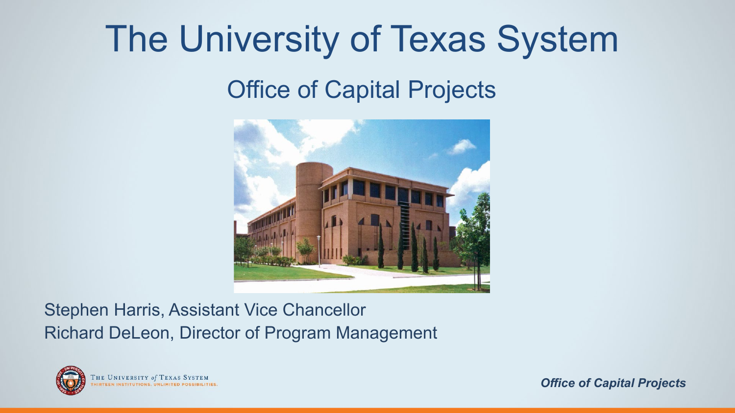# The University of Texas System

## Office of Capital Projects

Stephen Harris, Assistant Vice Chancellor
Richard DeLeon, Director of Program Management

THE UNIVERSITY *of* TEXAS SYSTEM
THIRTEEN INSTITUTIONS. UNLIMITED POSSIBILITIES.

***Office of Capital Projects***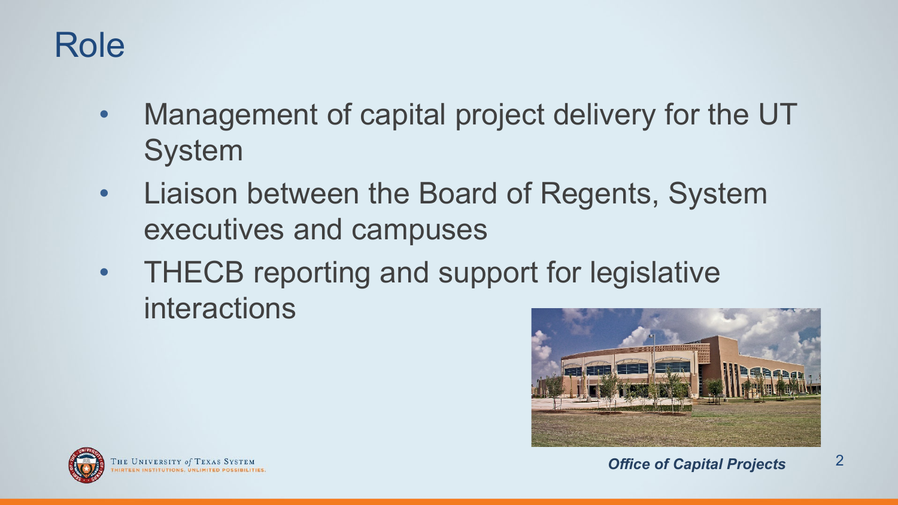# Role

- Management of capital project delivery for the UT System
- Liaison between the Board of Regents, System executives and campuses
- THECB reporting and support for legislative interactions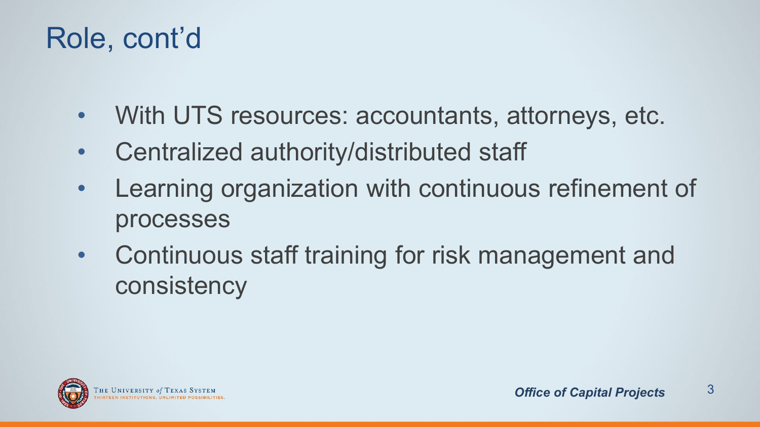# Role, cont'd

- With UTS resources: accountants, attorneys, etc.
- Centralized authority/distributed staff
- Learning organization with continuous refinement of processes
- Continuous staff training for risk management and consistency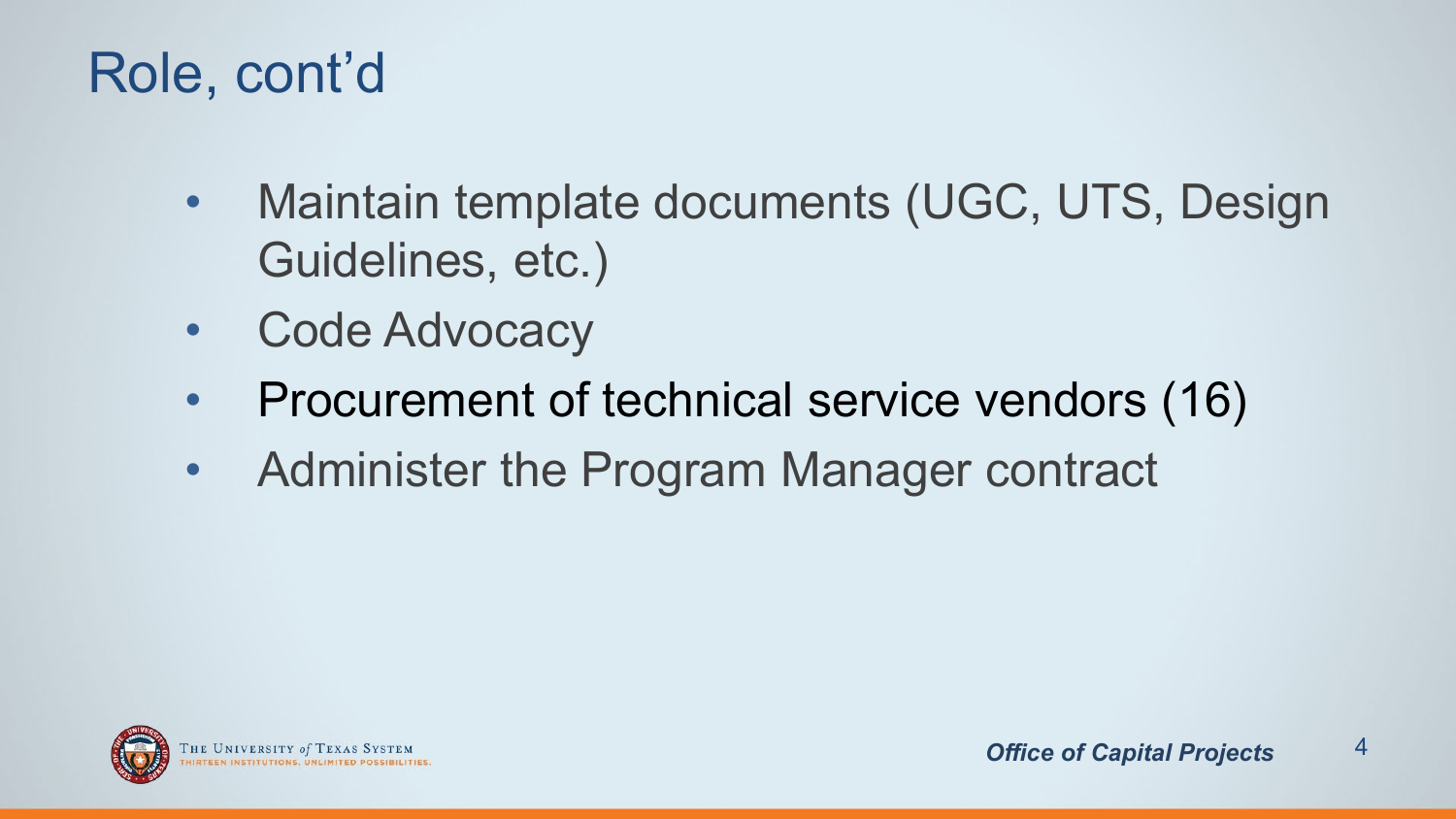# Role, cont'd

- Maintain template documents (UGC, UTS, Design Guidelines, etc.)
- Code Advocacy
- Procurement of technical service vendors (16)
- Administer the Program Manager contract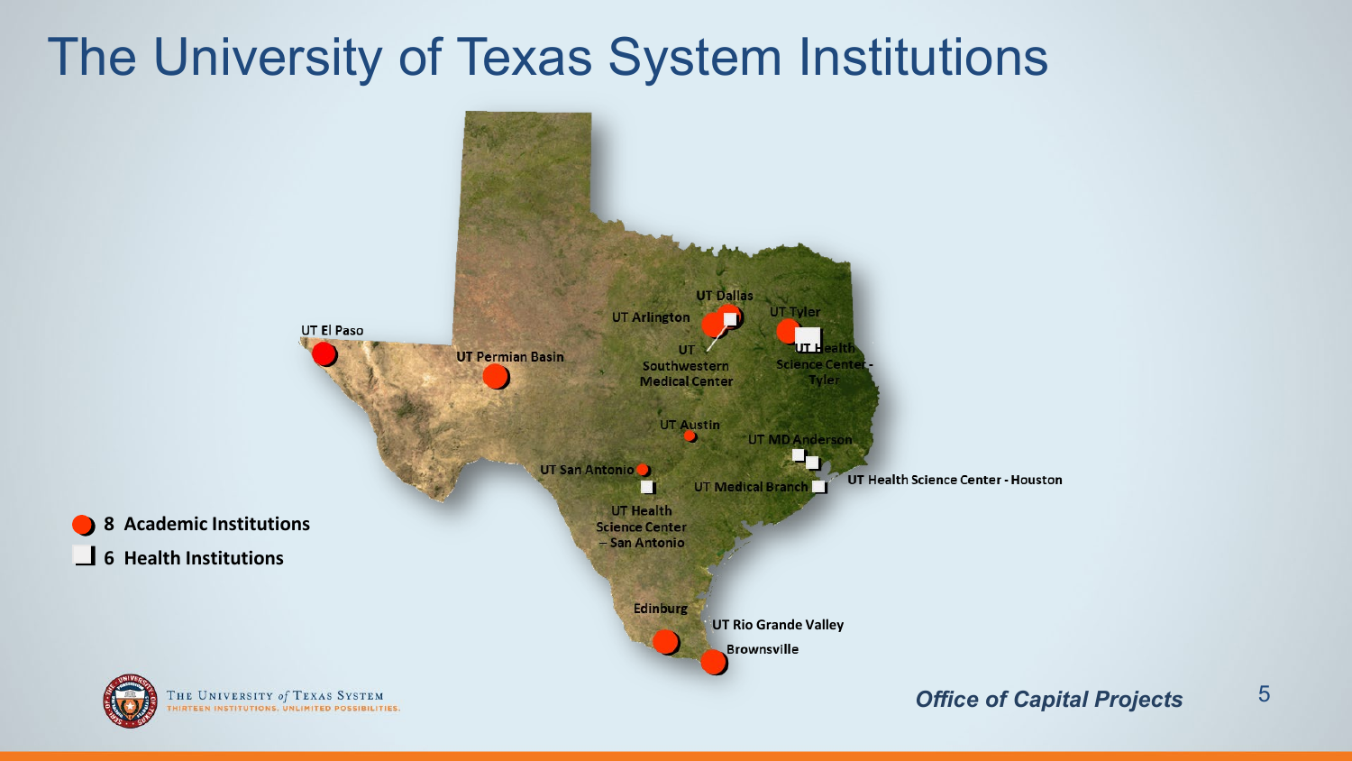# The University of Texas System Institutions

UT El Paso

UT Permian Basin

UT Arlington

UT Dallas

UT Southwestern Medical Center

UT Tyler

UT Health Science Center - Tyler

UT Austin

UT MD Anderson

UT San Antonio

UT Health Science Center – San Antonio

UT Medical Branch

UT Health Science Center - Houston

Edinburg

UT Rio Grande Valley

Brownsville

8 Academic Institutions

6 Health Institutions

THE UNIVERSITY *of* TEXAS SYSTEM
THIRTEEN INSTITUTIONS. UNLIMITED POSSIBILITIES.

*Office of Capital Projects*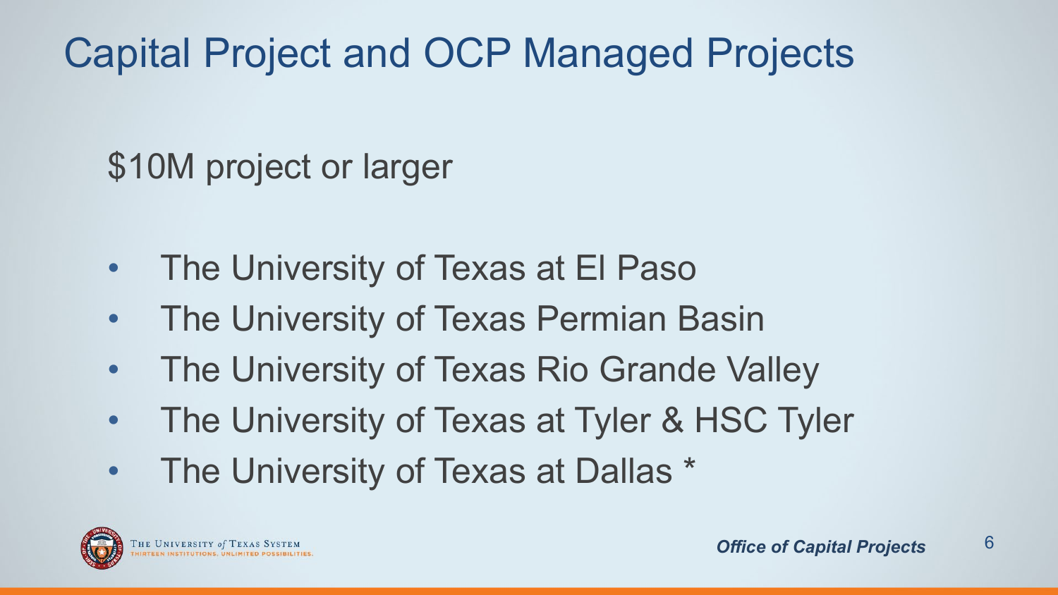# Capital Project and OCP Managed Projects

$10M project or larger

- The University of Texas at El Paso
- The University of Texas Permian Basin
- The University of Texas Rio Grande Valley
- The University of Texas at Tyler & HSC Tyler
- The University of Texas at Dallas *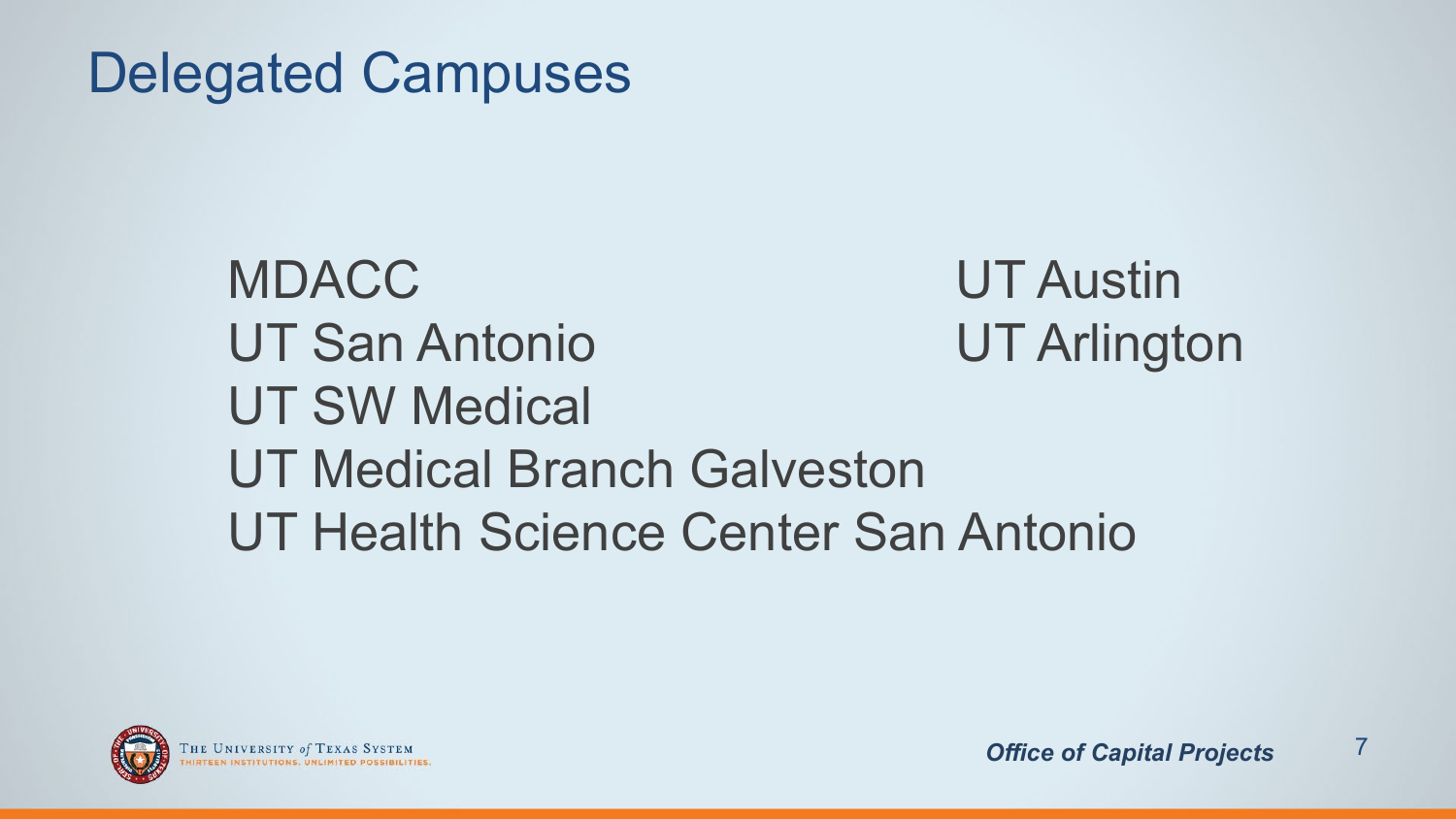# Delegated Campuses

MDACC

UT San Antonio

UT SW Medical

UT Medical Branch Galveston

UT Health Science Center San Antonio

UT Austin

UT Arlington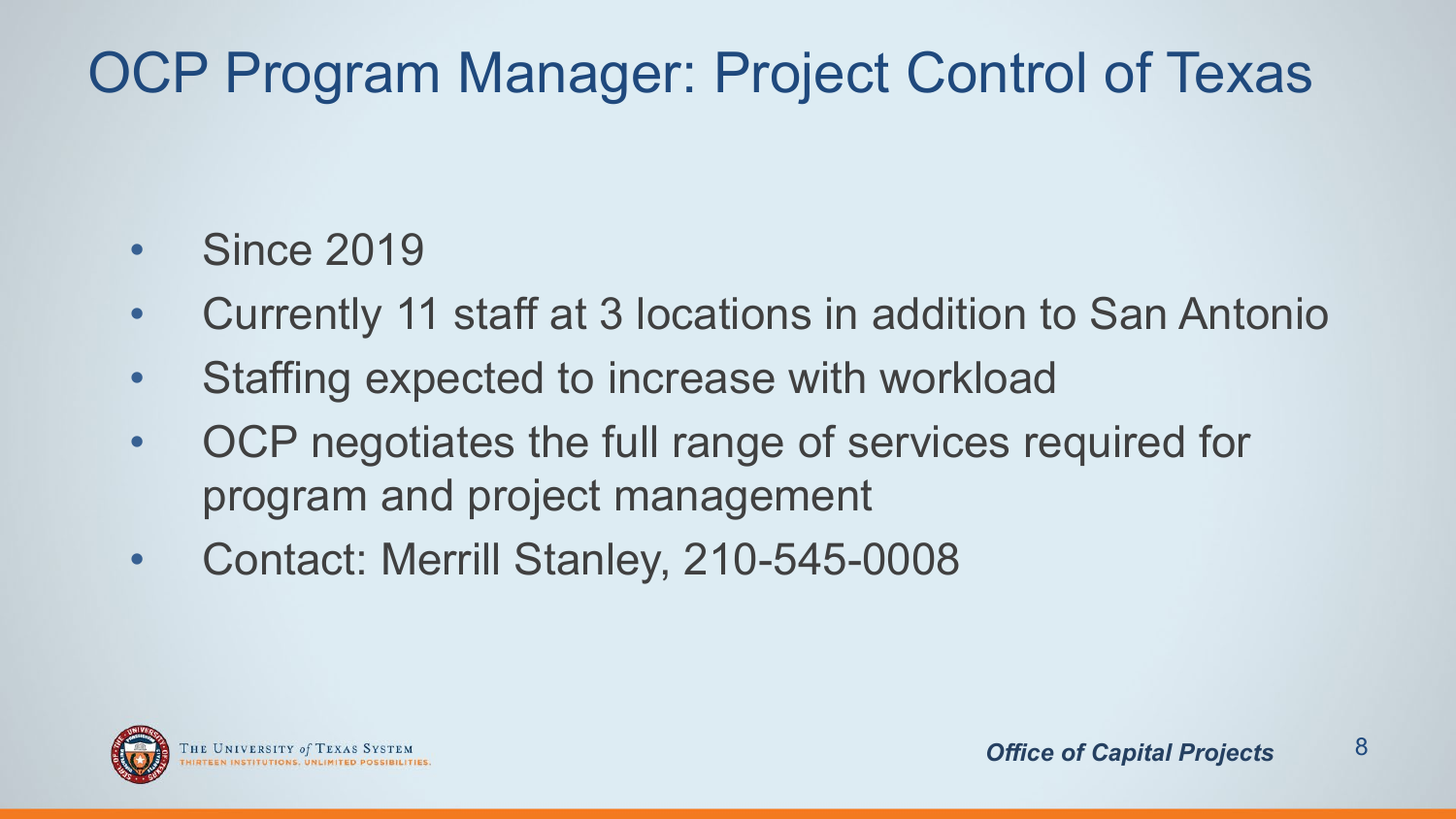# OCP Program Manager: Project Control of Texas

- Since 2019
- Currently 11 staff at 3 locations in addition to San Antonio
- Staffing expected to increase with workload
- OCP negotiates the full range of services required for program and project management
- Contact: Merrill Stanley, 210-545-0008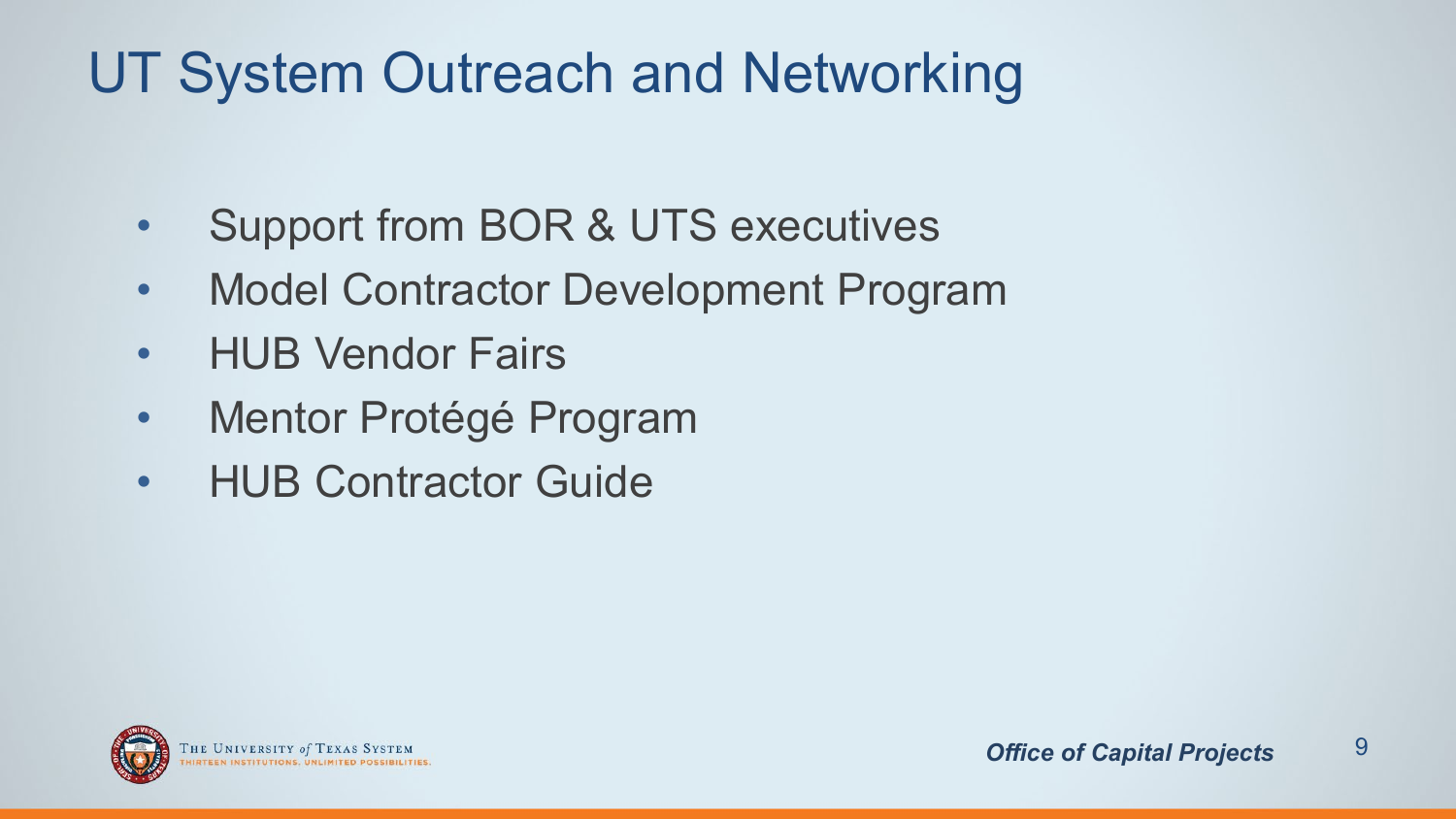# UT System Outreach and Networking

- Support from BOR & UTS executives
- Model Contractor Development Program
- HUB Vendor Fairs
- Mentor Protégé Program
- HUB Contractor Guide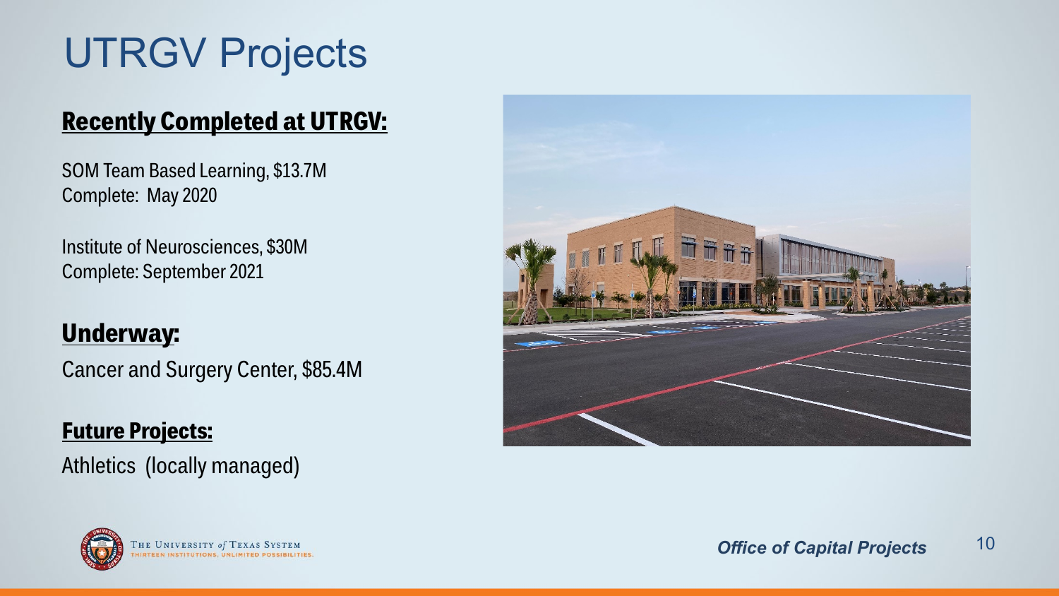# UTRGV Projects

## Recently Completed at UTRGV:

SOM Team Based Learning, $13.7M
Complete: May 2020

Institute of Neurosciences, $30M
Complete: September 2021

## Underway:

Cancer and Surgery Center, $85.4M

## Future Projects:

Athletics (locally managed)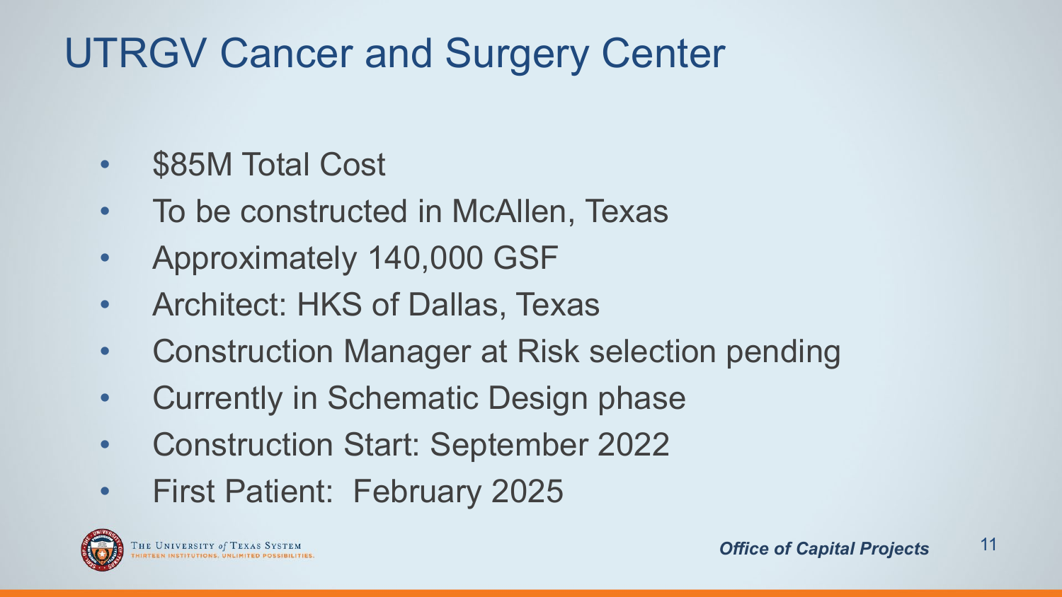# UTRGV Cancer and Surgery Center

- $85M Total Cost
- To be constructed in McAllen, Texas
- Approximately 140,000 GSF
- Architect: HKS of Dallas, Texas
- Construction Manager at Risk selection pending
- Currently in Schematic Design phase
- Construction Start: September 2022
- First Patient: February 2025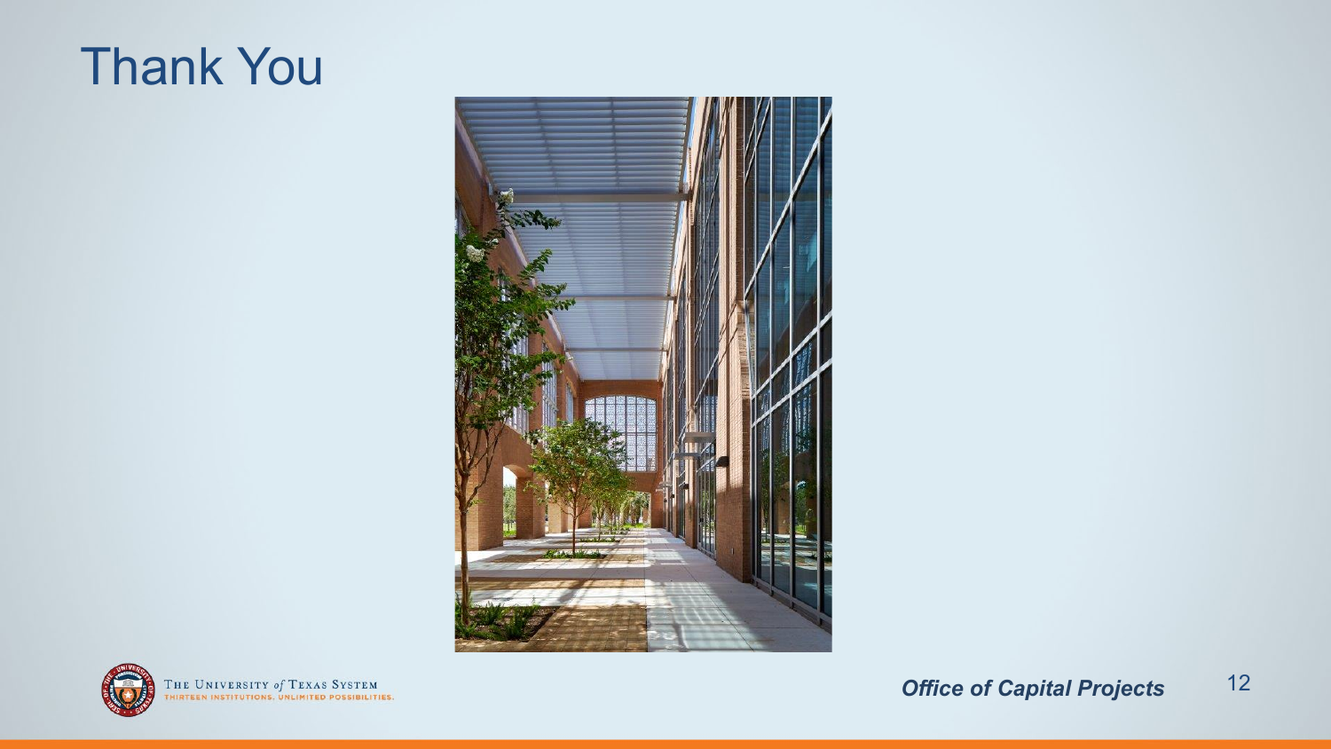# Thank You